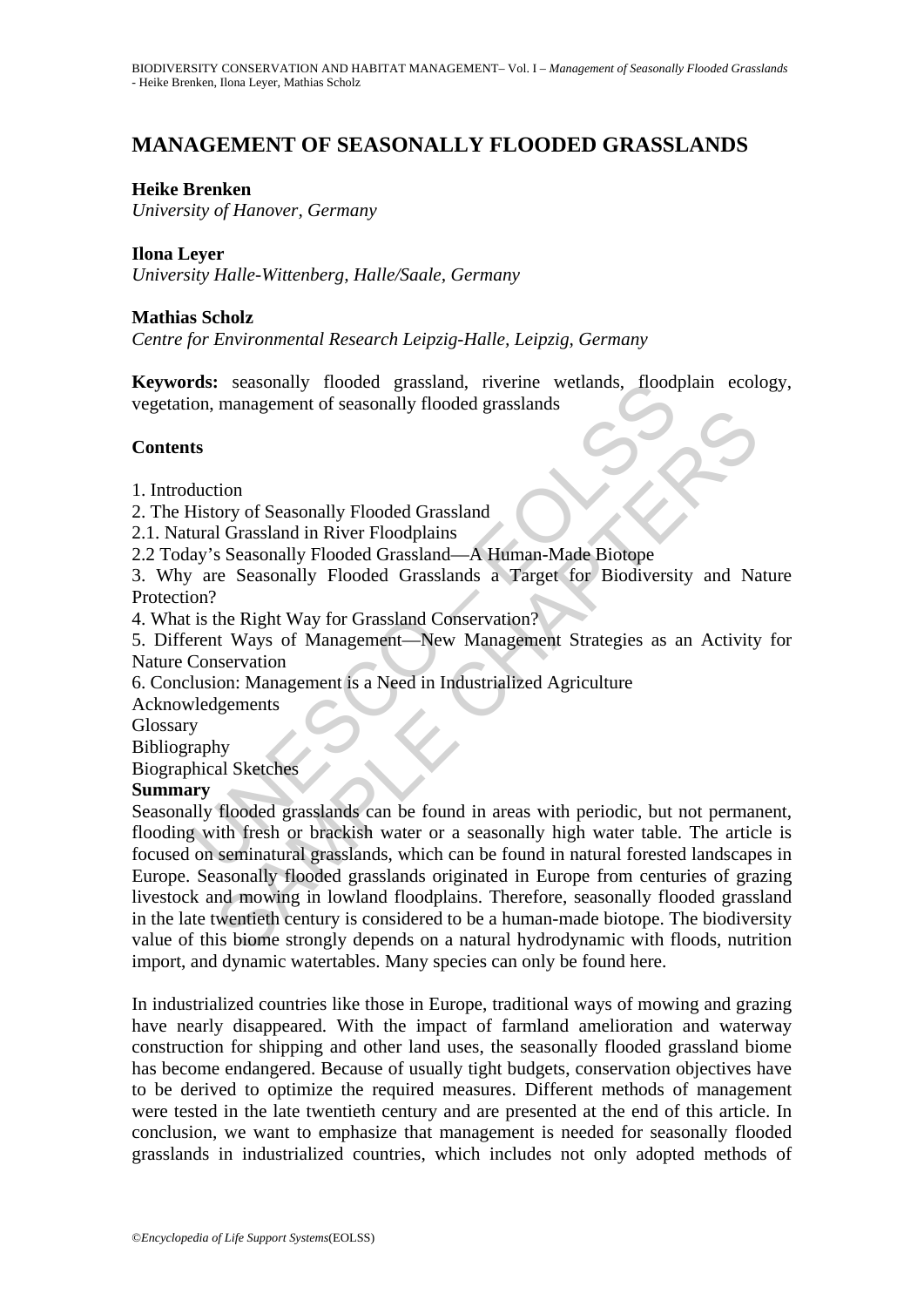# MANAGEMENT OF SEASONALLY FLOODED GRASSLANDS

**Heike Brenken**
*University of Hanover, Germany*

**Ilona Leyer**
*University Halle-Wittenberg, Halle/Saale, Germany*

**Mathias Scholz**
*Centre for Environmental Research Leipzig-Halle, Leipzig, Germany*

**Keywords:** seasonally flooded grassland, riverine wetlands, floodplain ecology, vegetation, management of seasonally flooded grasslands

## Contents

1. Introduction
2. The History of Seasonally Flooded Grassland
2.1. Natural Grassland in River Floodplains
2.2 Today's Seasonally Flooded Grassland—A Human-Made Biotope
3. Why are Seasonally Flooded Grasslands a Target for Biodiversity and Nature Protection?
4. What is the Right Way for Grassland Conservation?
5. Different Ways of Management—New Management Strategies as an Activity for Nature Conservation
6. Conclusion: Management is a Need in Industrialized Agriculture

Acknowledgements
Glossary
Bibliography
Biographical Sketches

## Summary

Seasonally flooded grasslands can be found in areas with periodic, but not permanent, flooding with fresh or brackish water or a seasonally high water table. The article is focused on seminatural grasslands, which can be found in natural forested landscapes in Europe. Seasonally flooded grasslands originated in Europe from centuries of grazing livestock and mowing in lowland floodplains. Therefore, seasonally flooded grassland in the late twentieth century is considered to be a human-made biotope. The biodiversity value of this biome strongly depends on a natural hydrodynamic with floods, nutrition import, and dynamic watertables. Many species can only be found here.

In industrialized countries like those in Europe, traditional ways of mowing and grazing have nearly disappeared. With the impact of farmland amelioration and waterway construction for shipping and other land uses, the seasonally flooded grassland biome has become endangered. Because of usually tight budgets, conservation objectives have to be derived to optimize the required measures. Different methods of management were tested in the late twentieth century and are presented at the end of this article. In conclusion, we want to emphasize that management is needed for seasonally flooded grasslands in industrialized countries, which includes not only adopted methods of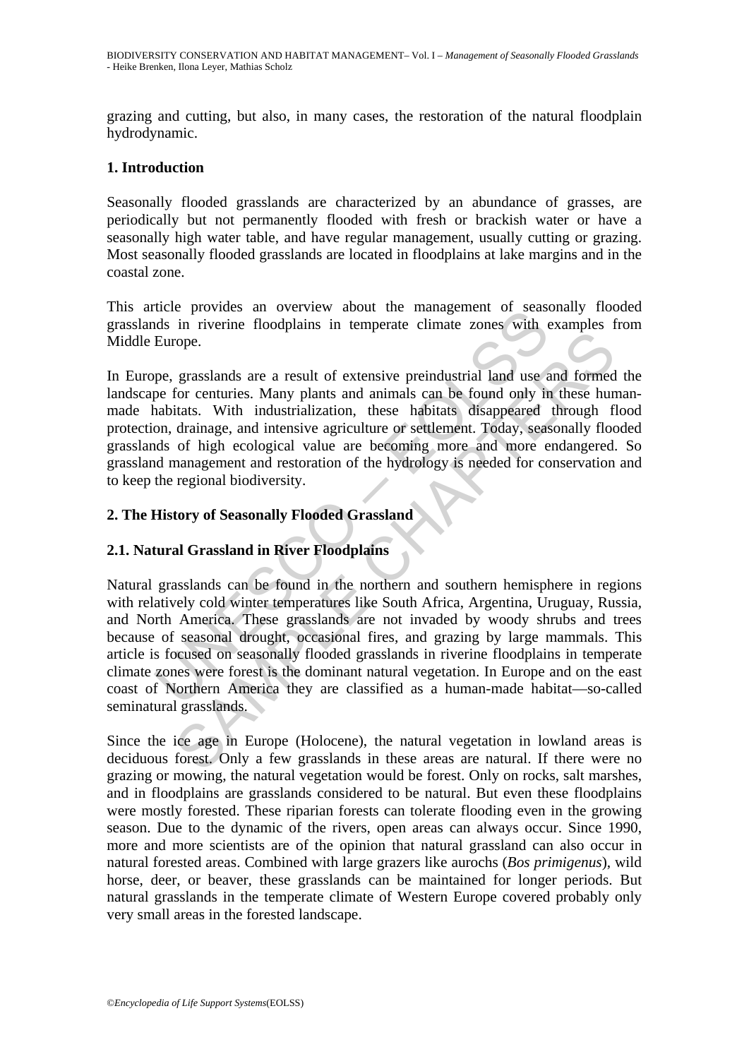grazing and cutting, but also, in many cases, the restoration of the natural floodplain hydrodynamic.

## 1. Introduction

Seasonally flooded grasslands are characterized by an abundance of grasses, are periodically but not permanently flooded with fresh or brackish water or have a seasonally high water table, and have regular management, usually cutting or grazing. Most seasonally flooded grasslands are located in floodplains at lake margins and in the coastal zone.

This article provides an overview about the management of seasonally flooded grasslands in riverine floodplains in temperate climate zones with examples from Middle Europe.

In Europe, grasslands are a result of extensive preindustrial land use and formed the landscape for centuries. Many plants and animals can be found only in these human-made habitats. With industrialization, these habitats disappeared through flood protection, drainage, and intensive agriculture or settlement. Today, seasonally flooded grasslands of high ecological value are becoming more and more endangered. So grassland management and restoration of the hydrology is needed for conservation and to keep the regional biodiversity.

## 2. The History of Seasonally Flooded Grassland

### 2.1. Natural Grassland in River Floodplains

Natural grasslands can be found in the northern and southern hemisphere in regions with relatively cold winter temperatures like South Africa, Argentina, Uruguay, Russia, and North America. These grasslands are not invaded by woody shrubs and trees because of seasonal drought, occasional fires, and grazing by large mammals. This article is focused on seasonally flooded grasslands in riverine floodplains in temperate climate zones were forest is the dominant natural vegetation. In Europe and on the east coast of Northern America they are classified as a human-made habitat—so-called seminatural grasslands.

Since the ice age in Europe (Holocene), the natural vegetation in lowland areas is deciduous forest. Only a few grasslands in these areas are natural. If there were no grazing or mowing, the natural vegetation would be forest. Only on rocks, salt marshes, and in floodplains are grasslands considered to be natural. But even these floodplains were mostly forested. These riparian forests can tolerate flooding even in the growing season. Due to the dynamic of the rivers, open areas can always occur. Since 1990, more and more scientists are of the opinion that natural grassland can also occur in natural forested areas. Combined with large grazers like aurochs (*Bos primigenus*), wild horse, deer, or beaver, these grasslands can be maintained for longer periods. But natural grasslands in the temperate climate of Western Europe covered probably only very small areas in the forested landscape.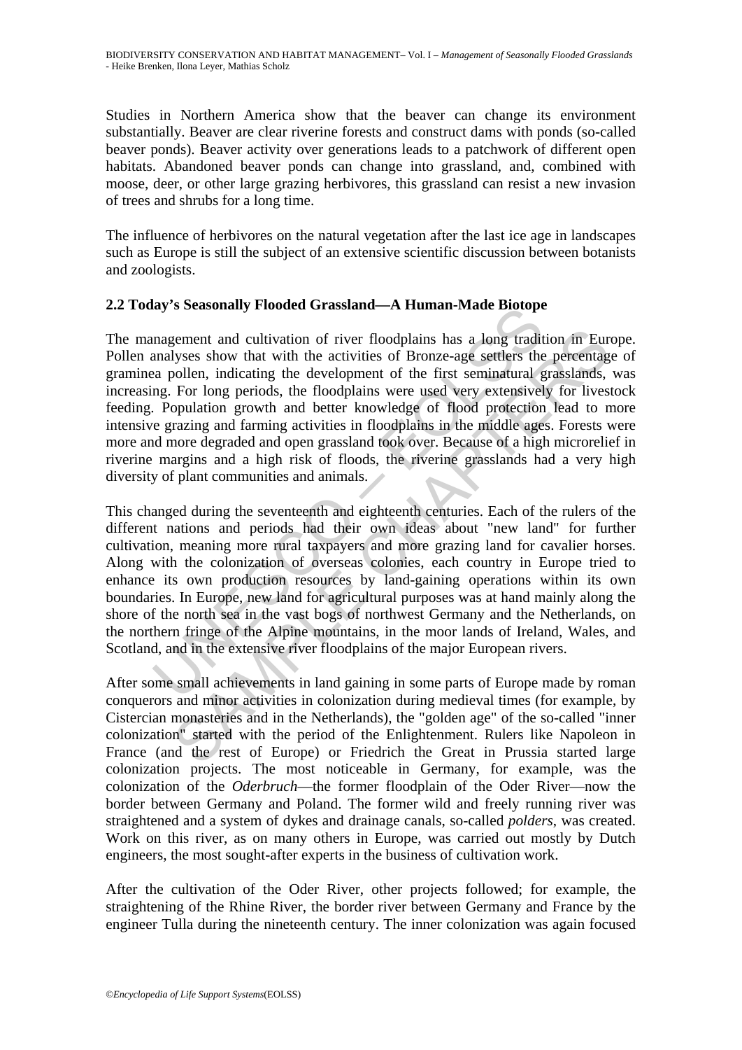Studies in Northern America show that the beaver can change its environment substantially. Beaver are clear riverine forests and construct dams with ponds (so-called beaver ponds). Beaver activity over generations leads to a patchwork of different open habitats. Abandoned beaver ponds can change into grassland, and, combined with moose, deer, or other large grazing herbivores, this grassland can resist a new invasion of trees and shrubs for a long time.

The influence of herbivores on the natural vegetation after the last ice age in landscapes such as Europe is still the subject of an extensive scientific discussion between botanists and zoologists.

## 2.2 Today's Seasonally Flooded Grassland—A Human-Made Biotope

The management and cultivation of river floodplains has a long tradition in Europe. Pollen analyses show that with the activities of Bronze-age settlers the percentage of graminea pollen, indicating the development of the first seminatural grasslands, was increasing. For long periods, the floodplains were used very extensively for livestock feeding. Population growth and better knowledge of flood protection lead to more intensive grazing and farming activities in floodplains in the middle ages. Forests were more and more degraded and open grassland took over. Because of a high microrelief in riverine margins and a high risk of floods, the riverine grasslands had a very high diversity of plant communities and animals.

This changed during the seventeenth and eighteenth centuries. Each of the rulers of the different nations and periods had their own ideas about "new land" for further cultivation, meaning more rural taxpayers and more grazing land for cavalier horses. Along with the colonization of overseas colonies, each country in Europe tried to enhance its own production resources by land-gaining operations within its own boundaries. In Europe, new land for agricultural purposes was at hand mainly along the shore of the north sea in the vast bogs of northwest Germany and the Netherlands, on the northern fringe of the Alpine mountains, in the moor lands of Ireland, Wales, and Scotland, and in the extensive river floodplains of the major European rivers.

After some small achievements in land gaining in some parts of Europe made by roman conquerors and minor activities in colonization during medieval times (for example, by Cistercian monasteries and in the Netherlands), the "golden age" of the so-called "inner colonization" started with the period of the Enlightenment. Rulers like Napoleon in France (and the rest of Europe) or Friedrich the Great in Prussia started large colonization projects. The most noticeable in Germany, for example, was the colonization of the *Oderbruch*—the former floodplain of the Oder River—now the border between Germany and Poland. The former wild and freely running river was straightened and a system of dykes and drainage canals, so-called *polders*, was created. Work on this river, as on many others in Europe, was carried out mostly by Dutch engineers, the most sought-after experts in the business of cultivation work.

After the cultivation of the Oder River, other projects followed; for example, the straightening of the Rhine River, the border river between Germany and France by the engineer Tulla during the nineteenth century. The inner colonization was again focused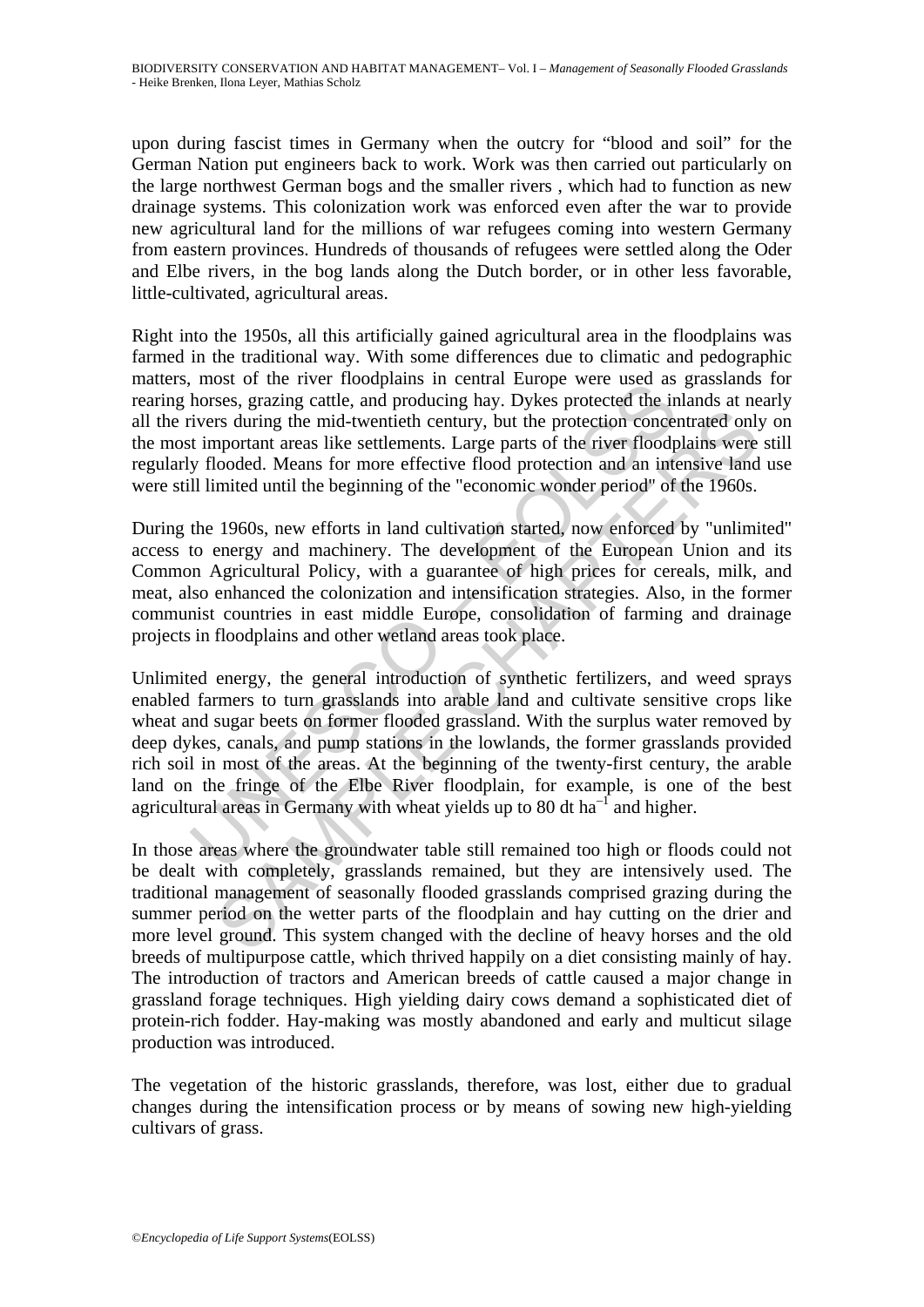upon during fascist times in Germany when the outcry for "blood and soil" for the German Nation put engineers back to work. Work was then carried out particularly on the large northwest German bogs and the smaller rivers , which had to function as new drainage systems. This colonization work was enforced even after the war to provide new agricultural land for the millions of war refugees coming into western Germany from eastern provinces. Hundreds of thousands of refugees were settled along the Oder and Elbe rivers, in the bog lands along the Dutch border, or in other less favorable, little-cultivated, agricultural areas.

Right into the 1950s, all this artificially gained agricultural area in the floodplains was farmed in the traditional way. With some differences due to climatic and pedographic matters, most of the river floodplains in central Europe were used as grasslands for rearing horses, grazing cattle, and producing hay. Dykes protected the inlands at nearly all the rivers during the mid-twentieth century, but the protection concentrated only on the most important areas like settlements. Large parts of the river floodplains were still regularly flooded. Means for more effective flood protection and an intensive land use were still limited until the beginning of the "economic wonder period" of the 1960s.

During the 1960s, new efforts in land cultivation started, now enforced by "unlimited" access to energy and machinery. The development of the European Union and its Common Agricultural Policy, with a guarantee of high prices for cereals, milk, and meat, also enhanced the colonization and intensification strategies. Also, in the former communist countries in east middle Europe, consolidation of farming and drainage projects in floodplains and other wetland areas took place.

Unlimited energy, the general introduction of synthetic fertilizers, and weed sprays enabled farmers to turn grasslands into arable land and cultivate sensitive crops like wheat and sugar beets on former flooded grassland. With the surplus water removed by deep dykes, canals, and pump stations in the lowlands, the former grasslands provided rich soil in most of the areas. At the beginning of the twenty-first century, the arable land on the fringe of the Elbe River floodplain, for example, is one of the best agricultural areas in Germany with wheat yields up to 80 dt $ha^{-1}$ and higher.

In those areas where the groundwater table still remained too high or floods could not be dealt with completely, grasslands remained, but they are intensively used. The traditional management of seasonally flooded grasslands comprised grazing during the summer period on the wetter parts of the floodplain and hay cutting on the drier and more level ground. This system changed with the decline of heavy horses and the old breeds of multipurpose cattle, which thrived happily on a diet consisting mainly of hay. The introduction of tractors and American breeds of cattle caused a major change in grassland forage techniques. High yielding dairy cows demand a sophisticated diet of protein-rich fodder. Hay-making was mostly abandoned and early and multicut silage production was introduced.

The vegetation of the historic grasslands, therefore, was lost, either due to gradual changes during the intensification process or by means of sowing new high-yielding cultivars of grass.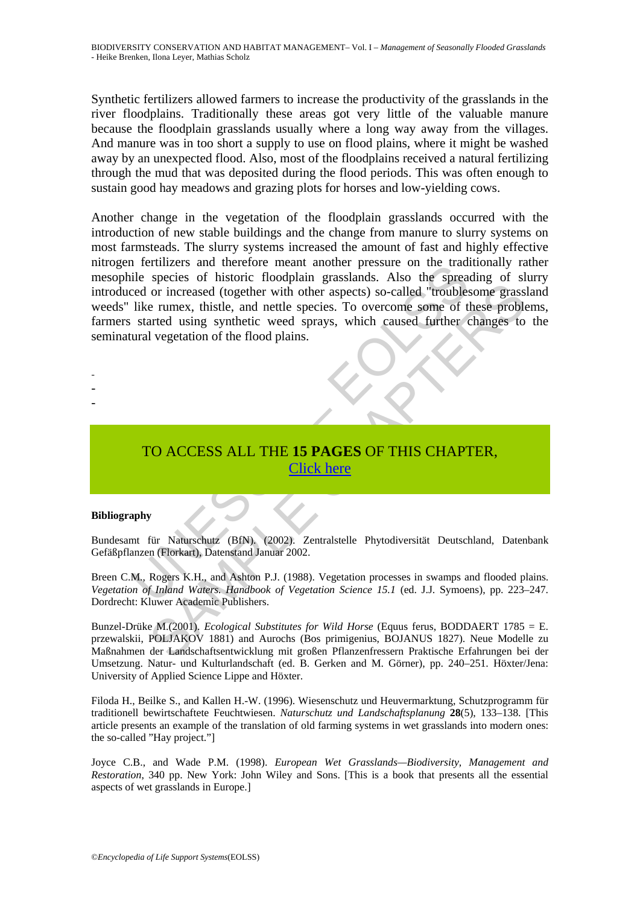Synthetic fertilizers allowed farmers to increase the productivity of the grasslands in the river floodplains. Traditionally these areas got very little of the valuable manure because the floodplain grasslands usually where a long way away from the villages. And manure was in too short a supply to use on flood plains, where it might be washed away by an unexpected flood. Also, most of the floodplains received a natural fertilizing through the mud that was deposited during the flood periods. This was often enough to sustain good hay meadows and grazing plots for horses and low-yielding cows.

Another change in the vegetation of the floodplain grasslands occurred with the introduction of new stable buildings and the change from manure to slurry systems on most farmsteads. The slurry systems increased the amount of fast and highly effective nitrogen fertilizers and therefore meant another pressure on the traditionally rather mesophile species of historic floodplain grasslands. Also the spreading of slurry introduced or increased (together with other aspects) so-called "troublesome grassland weeds" like rumex, thistle, and nettle species. To overcome some of these problems, farmers started using synthetic weed sprays, which caused further changes to the seminatural vegetation of the flood plains.

-
-
-

TO ACCESS ALL THE **15 PAGES** OF THIS CHAPTER,
Click here

**Bibliography**

Bundesamt für Naturschutz (BfN). (2002). Zentralstelle Phytodiversität Deutschland, Datenbank Gefäßpflanzen (Florkart), Datenstand Januar 2002.

Breen C.M., Rogers K.H., and Ashton P.J. (1988). Vegetation processes in swamps and flooded plains. *Vegetation of Inland Waters. Handbook of Vegetation Science 15.1* (ed. J.J. Symoens), pp. 223–247. Dordrecht: Kluwer Academic Publishers.

Bunzel-Drüke M.(2001). *Ecological Substitutes for Wild Horse* (Equus ferus, BODDAERT 1785 = E. przewalskii, POLJAKOV 1881) and Aurochs (Bos primigenius, BOJANUS 1827). Neue Modelle zu Maßnahmen der Landschaftsentwicklung mit großen Pflanzenfressern Praktische Erfahrungen bei der Umsetzung. Natur- und Kulturlandschaft (ed. B. Gerken and M. Görner), pp. 240–251. Höxter/Jena: University of Applied Science Lippe and Höxter.

Filoda H., Beilke S., and Kallen H.-W. (1996). Wiesenschutz und Heuvermarktung, Schutzprogramm für traditionell bewirtschaftete Feuchtwiesen. *Naturschutz und Landschaftsplanung* **28**(5), 133–138. [This article presents an example of the translation of old farming systems in wet grasslands into modern ones: the so-called "Hay project."]

Joyce C.B., and Wade P.M. (1998). *European Wet Grasslands—Biodiversity, Management and Restoration*, 340 pp. New York: John Wiley and Sons. [This is a book that presents all the essential aspects of wet grasslands in Europe.]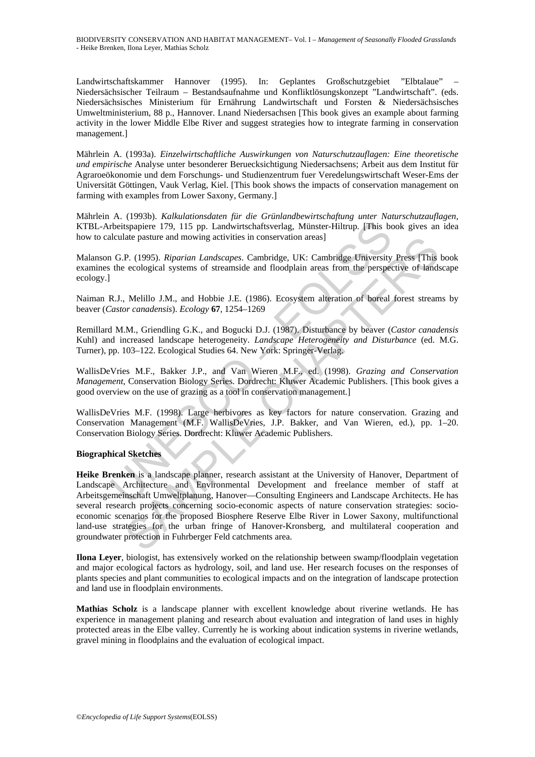Landwirtschaftskammer Hannover (1995). In: Geplantes Großschutzgebiet "Elbtalaue" – Niedersächsischer Teilraum – Bestandsaufnahme und Konfliktlösungskonzept "Landwirtschaft". (eds. Niedersächsisches Ministerium für Ernährung Landwirtschaft und Forsten & Niedersächsisches Umweltministerium, 88 p., Hannover. Lnand Niedersachsen [This book gives an example about farming activity in the lower Middle Elbe River and suggest strategies how to integrate farming in conservation management.]

Mährlein A. (1993a). *Einzelwirtschaftliche Auswirkungen von Naturschutzauflagen: Eine theoretische und empirische* Analyse unter besonderer Beruecksichtigung Niedersachsens; Arbeit aus dem Institut für Agraroeökonomie und dem Forschungs- und Studienzentrum fuer Veredelungswirtschaft Weser-Ems der Universität Göttingen, Vauk Verlag, Kiel. [This book shows the impacts of conservation management on farming with examples from Lower Saxony, Germany.]

Mährlein A. (1993b). *Kalkulationsdaten für die Grünlandbewirtschaftung unter Naturschutzauflagen*, KTBL-Arbeitspapiere 179, 115 pp. Landwirtschaftsverlag, Münster-Hiltrup. [This book gives an idea how to calculate pasture and mowing activities in conservation areas]

Malanson G.P. (1995). *Riparian Landscapes*. Cambridge, UK: Cambridge University Press [This book examines the ecological systems of streamside and floodplain areas from the perspective of landscape ecology.]

Naiman R.J., Melillo J.M., and Hobbie J.E. (1986). Ecosystem alteration of boreal forest streams by beaver (*Castor canadensis*). *Ecology* **67**, 1254–1269

Remillard M.M., Griendling G.K., and Bogucki D.J. (1987). Disturbance by beaver (*Castor canadensis* Kuhl) and increased landscape heterogeneity. *Landscape Heterogeneity and Disturbance* (ed. M.G. Turner), pp. 103–122. Ecological Studies 64. New York: Springer-Verlag.

WallisDeVries M.F., Bakker J.P., and Van Wieren M.F., ed. (1998). *Grazing and Conservation Management*, Conservation Biology Series. Dordrecht: Kluwer Academic Publishers. [This book gives a good overview on the use of grazing as a tool in conservation management.]

WallisDeVries M.F. (1998). Large herbivores as key factors for nature conservation. Grazing and Conservation Management (M.F. WallisDeVries, J.P. Bakker, and Van Wieren, ed.), pp. 1–20. Conservation Biology Series. Dordrecht: Kluwer Academic Publishers.

**Biographical Sketches**

**Heike Brenken** is a landscape planner, research assistant at the University of Hanover, Department of Landscape Architecture and Environmental Development and freelance member of staff at Arbeitsgemeinschaft Umweltplanung, Hanover—Consulting Engineers and Landscape Architects. He has several research projects concerning socio-economic aspects of nature conservation strategies: socio-economic scenarios for the proposed Biosphere Reserve Elbe River in Lower Saxony, multifunctional land-use strategies for the urban fringe of Hanover-Kronsberg, and multilateral cooperation and groundwater protection in Fuhrberger Feld catchments area.

**Ilona Leyer**, biologist, has extensively worked on the relationship between swamp/floodplain vegetation and major ecological factors as hydrology, soil, and land use. Her research focuses on the responses of plants species and plant communities to ecological impacts and on the integration of landscape protection and land use in floodplain environments.

**Mathias Scholz** is a landscape planner with excellent knowledge about riverine wetlands. He has experience in management planing and research about evaluation and integration of land uses in highly protected areas in the Elbe valley. Currently he is working about indication systems in riverine wetlands, gravel mining in floodplains and the evaluation of ecological impact.